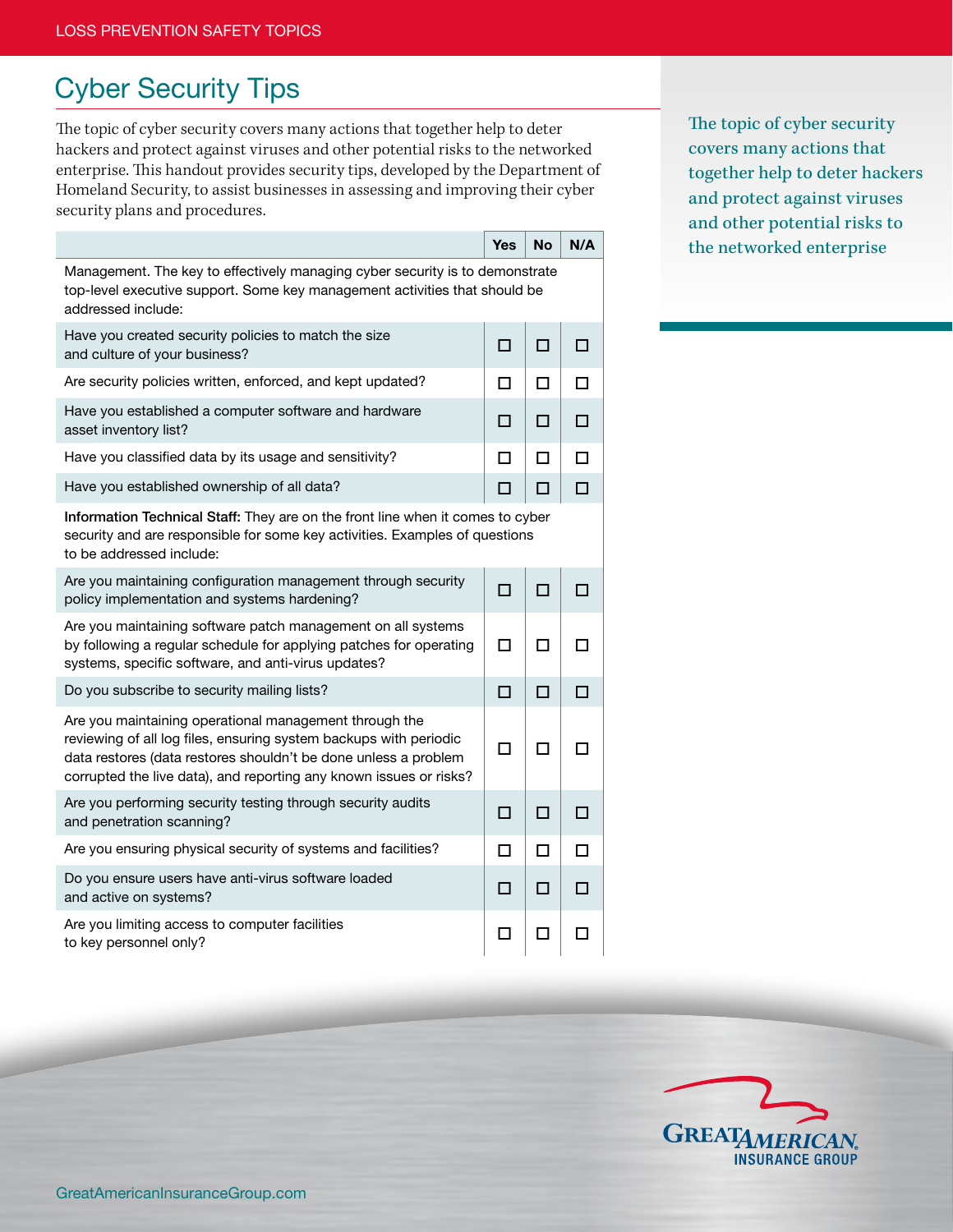# Cyber Security Tips

The topic of cyber security covers many actions that together help to deter hackers and protect against viruses and other potential risks to the networked enterprise. This handout provides security tips, developed by the Department of Homeland Security, to assist businesses in assessing and improving their cyber security plans and procedures.

*The topic of cyber security covers many actions that together help to deter hackers and protect against viruses and other potential risks to the networked enterprise*

| | Yes | No | N/A |
|---|---|---|---|
| Management. The key to effectively managing cyber security is to demonstrate top-level executive support. Some key management activities that should be addressed include: | | | |
| Have you created security policies to match the size and culture of your business? | ☐ | ☐ | ☐ |
| Are security policies written, enforced, and kept updated? | ☐ | ☐ | ☐ |
| Have you established a computer software and hardware asset inventory list? | ☐ | ☐ | ☐ |
| Have you classified data by its usage and sensitivity? | ☐ | ☐ | ☐ |
| Have you established ownership of all data? | ☐ | ☐ | ☐ |
| **Information Technical Staff:** They are on the front line when it comes to cyber security and are responsible for some key activities. Examples of questions to be addressed include: | | | |
| Are you maintaining configuration management through security policy implementation and systems hardening? | ☐ | ☐ | ☐ |
| Are you maintaining software patch management on all systems by following a regular schedule for applying patches for operating systems, specific software, and anti-virus updates? | ☐ | ☐ | ☐ |
| Do you subscribe to security mailing lists? | ☐ | ☐ | ☐ |
| Are you maintaining operational management through the reviewing of all log files, ensuring system backups with periodic data restores (data restores shouldn't be done unless a problem corrupted the live data), and reporting any known issues or risks? | ☐ | ☐ | ☐ |
| Are you performing security testing through security audits and penetration scanning? | ☐ | ☐ | ☐ |
| Are you ensuring physical security of systems and facilities? | ☐ | ☐ | ☐ |
| Do you ensure users have anti-virus software loaded and active on systems? | ☐ | ☐ | ☐ |
| Are you limiting access to computer facilities to key personnel only? | ☐ | ☐ | ☐ |

GreatAmericanInsuranceGroup.com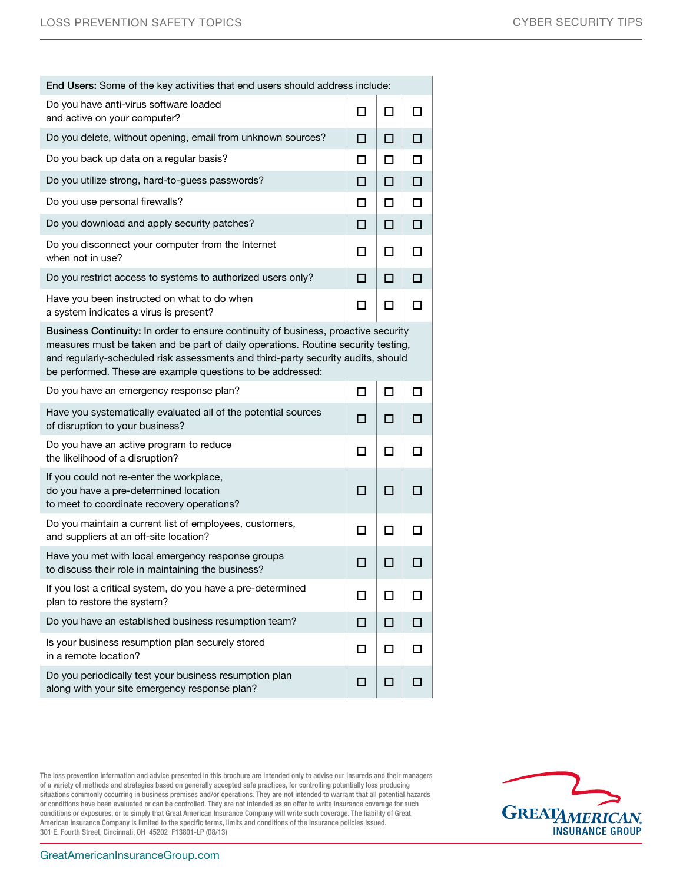| | | | |
|---|---|---|---|
| **End Users:** Some of the key activities that end users should address include: | | | |
| Do you have anti-virus software loaded and active on your computer? | ☐ | ☐ | ☐ |
| Do you delete, without opening, email from unknown sources? | ☐ | ☐ | ☐ |
| Do you back up data on a regular basis? | ☐ | ☐ | ☐ |
| Do you utilize strong, hard-to-guess passwords? | ☐ | ☐ | ☐ |
| Do you use personal firewalls? | ☐ | ☐ | ☐ |
| Do you download and apply security patches? | ☐ | ☐ | ☐ |
| Do you disconnect your computer from the Internet when not in use? | ☐ | ☐ | ☐ |
| Do you restrict access to systems to authorized users only? | ☐ | ☐ | ☐ |
| Have you been instructed on what to do when a system indicates a virus is present? | ☐ | ☐ | ☐ |
| **Business Continuity:** In order to ensure continuity of business, proactive security measures must be taken and be part of daily operations. Routine security testing, and regularly-scheduled risk assessments and third-party security audits, should be performed. These are example questions to be addressed: | | | |
| Do you have an emergency response plan? | ☐ | ☐ | ☐ |
| Have you systematically evaluated all of the potential sources of disruption to your business? | ☐ | ☐ | ☐ |
| Do you have an active program to reduce the likelihood of a disruption? | ☐ | ☐ | ☐ |
| If you could not re-enter the workplace, do you have a pre-determined location to meet to coordinate recovery operations? | ☐ | ☐ | ☐ |
| Do you maintain a current list of employees, customers, and suppliers at an off-site location? | ☐ | ☐ | ☐ |
| Have you met with local emergency response groups to discuss their role in maintaining the business? | ☐ | ☐ | ☐ |
| If you lost a critical system, do you have a pre-determined plan to restore the system? | ☐ | ☐ | ☐ |
| Do you have an established business resumption team? | ☐ | ☐ | ☐ |
| Is your business resumption plan securely stored in a remote location? | ☐ | ☐ | ☐ |
| Do you periodically test your business resumption plan along with your site emergency response plan? | ☐ | ☐ | ☐ |

The loss prevention information and advice presented in this brochure are intended only to advise our insureds and their managers of a variety of methods and strategies based on generally accepted safe practices, for controlling potentially loss producing situations commonly occurring in business premises and/or operations. They are not intended to warrant that all potential hazards or conditions have been evaluated or can be controlled. They are not intended as an offer to write insurance coverage for such conditions or exposures, or to imply that Great American Insurance Company will write such coverage. The liability of Great American Insurance Company is limited to the specific terms, limits and conditions of the insurance policies issued.
301 E. Fourth Street, Cincinnati, OH 45202 F13801-LP (08/13)

GREAT AMERICAN INSURANCE GROUP

GreatAmericanInsuranceGroup.com